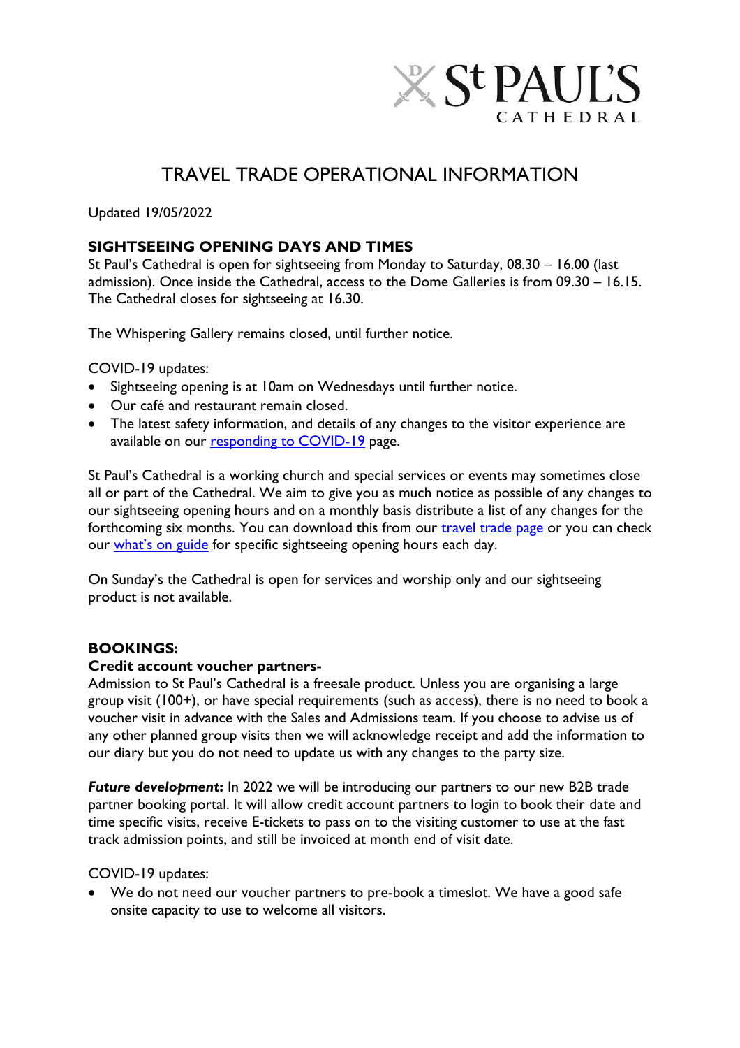St PAUL'S CATHEDRAL

# TRAVEL TRADE OPERATIONAL INFORMATION

Updated 19/05/2022

## SIGHTSEEING OPENING DAYS AND TIMES

St Paul's Cathedral is open for sightseeing from Monday to Saturday, 08.30 – 16.00 (last admission). Once inside the Cathedral, access to the Dome Galleries is from 09.30 – 16.15. The Cathedral closes for sightseeing at 16.30.

The Whispering Gallery remains closed, until further notice.

COVID-19 updates:

- Sightseeing opening is at 10am on Wednesdays until further notice.
- Our café and restaurant remain closed.
- The latest safety information, and details of any changes to the visitor experience are available on our [responding to COVID-19]() page.

St Paul's Cathedral is a working church and special services or events may sometimes close all or part of the Cathedral. We aim to give you as much notice as possible of any changes to our sightseeing opening hours and on a monthly basis distribute a list of any changes for the forthcoming six months. You can download this from our [travel trade page]() or you can check our [what's on guide]() for specific sightseeing opening hours each day.

On Sunday's the Cathedral is open for services and worship only and our sightseeing product is not available.

## BOOKINGS:

### Credit account voucher partners-

Admission to St Paul's Cathedral is a freesale product. Unless you are organising a large group visit (100+), or have special requirements (such as access), there is no need to book a voucher visit in advance with the Sales and Admissions team. If you choose to advise us of any other planned group visits then we will acknowledge receipt and add the information to our diary but you do not need to update us with any changes to the party size.

***Future development*:** In 2022 we will be introducing our partners to our new B2B trade partner booking portal. It will allow credit account partners to login to book their date and time specific visits, receive E-tickets to pass on to the visiting customer to use at the fast track admission points, and still be invoiced at month end of visit date.

COVID-19 updates:

- We do not need our voucher partners to pre-book a timeslot. We have a good safe onsite capacity to use to welcome all visitors.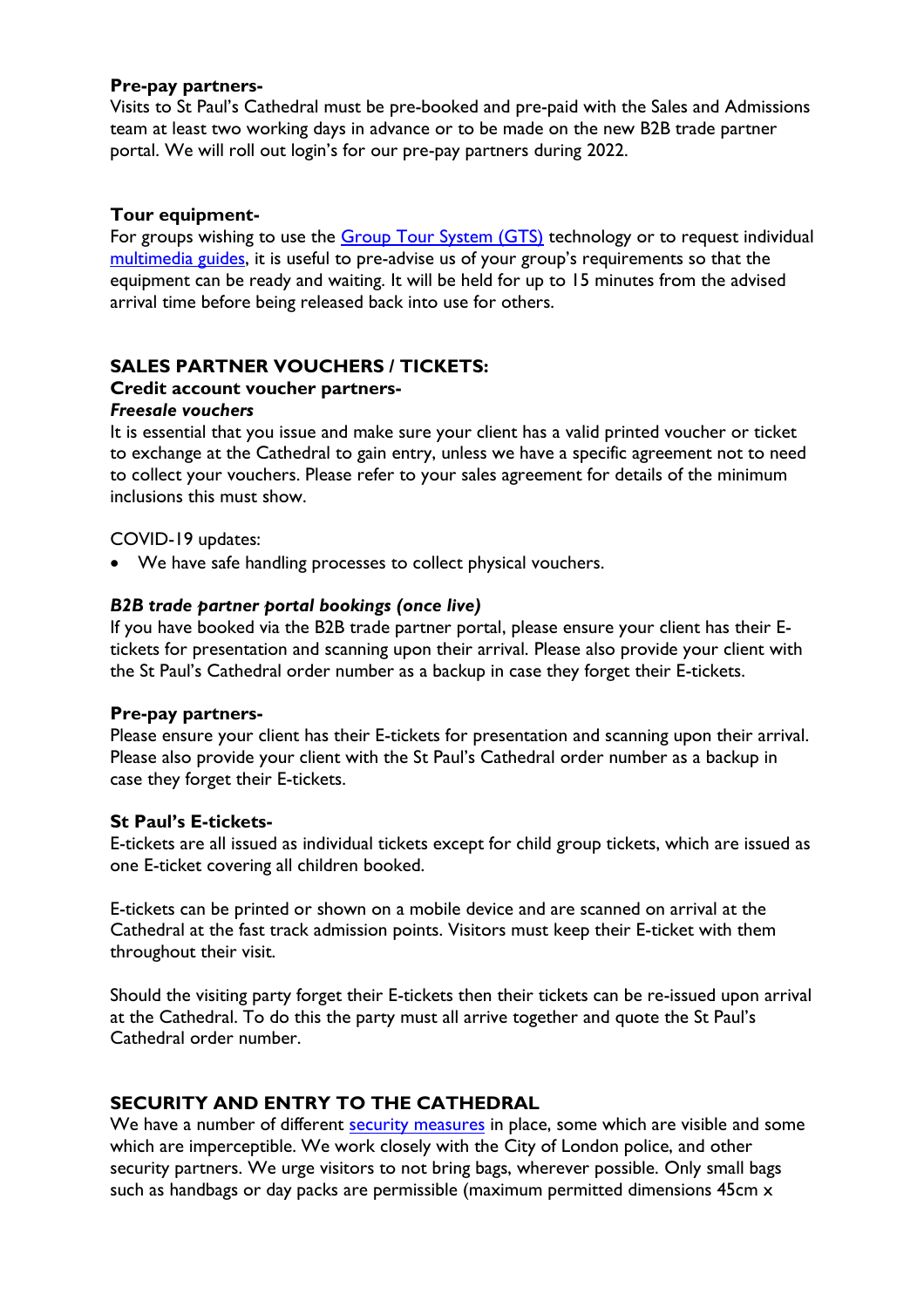**Pre-pay partners-**

Visits to St Paul's Cathedral must be pre-booked and pre-paid with the Sales and Admissions team at least two working days in advance or to be made on the new B2B trade partner portal. We will roll out login's for our pre-pay partners during 2022.

**Tour equipment-**

For groups wishing to use the [Group Tour System (GTS)]() technology or to request individual [multimedia guides](), it is useful to pre-advise us of your group's requirements so that the equipment can be ready and waiting. It will be held for up to 15 minutes from the advised arrival time before being released back into use for others.

## SALES PARTNER VOUCHERS / TICKETS:

**Credit account voucher partners-**

***Freesale vouchers***

It is essential that you issue and make sure your client has a valid printed voucher or ticket to exchange at the Cathedral to gain entry, unless we have a specific agreement not to need to collect your vouchers. Please refer to your sales agreement for details of the minimum inclusions this must show.

COVID-19 updates:

- We have safe handling processes to collect physical vouchers.

***B2B trade partner portal bookings (once live)***

If you have booked via the B2B trade partner portal, please ensure your client has their E-tickets for presentation and scanning upon their arrival. Please also provide your client with the St Paul's Cathedral order number as a backup in case they forget their E-tickets.

**Pre-pay partners-**

Please ensure your client has their E-tickets for presentation and scanning upon their arrival. Please also provide your client with the St Paul's Cathedral order number as a backup in case they forget their E-tickets.

**St Paul's E-tickets-**

E-tickets are all issued as individual tickets except for child group tickets, which are issued as one E-ticket covering all children booked.

E-tickets can be printed or shown on a mobile device and are scanned on arrival at the Cathedral at the fast track admission points. Visitors must keep their E-ticket with them throughout their visit.

Should the visiting party forget their E-tickets then their tickets can be re-issued upon arrival at the Cathedral. To do this the party must all arrive together and quote the St Paul's Cathedral order number.

## SECURITY AND ENTRY TO THE CATHEDRAL

We have a number of different [security measures]() in place, some which are visible and some which are imperceptible. We work closely with the City of London police, and other security partners. We urge visitors to not bring bags, wherever possible. Only small bags such as handbags or day packs are permissible (maximum permitted dimensions 45cm x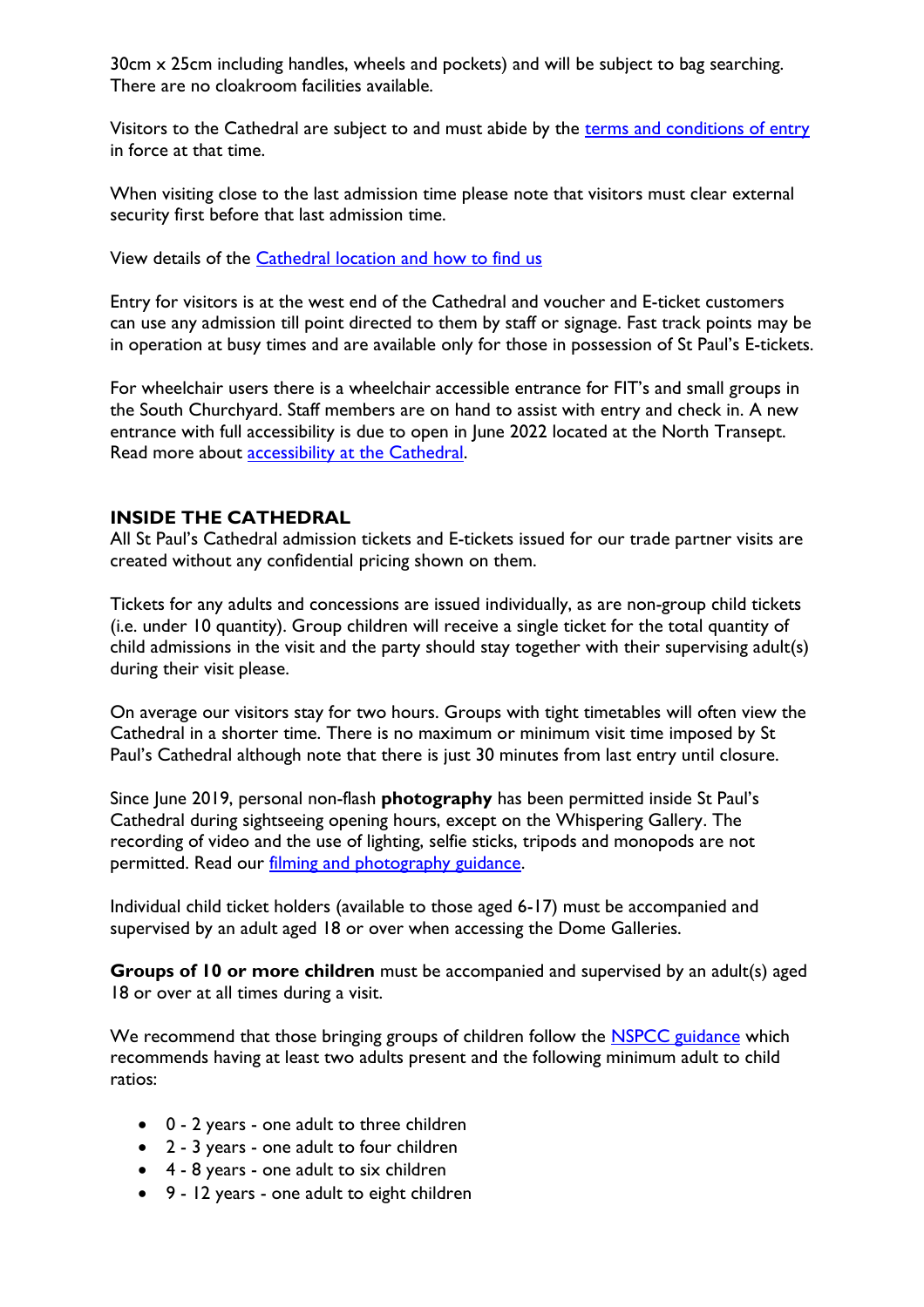30cm x 25cm including handles, wheels and pockets) and will be subject to bag searching. There are no cloakroom facilities available.

Visitors to the Cathedral are subject to and must abide by the [terms and conditions of entry]() in force at that time.

When visiting close to the last admission time please note that visitors must clear external security first before that last admission time.

View details of the [Cathedral location and how to find us]()

Entry for visitors is at the west end of the Cathedral and voucher and E-ticket customers can use any admission till point directed to them by staff or signage. Fast track points may be in operation at busy times and are available only for those in possession of St Paul's E-tickets.

For wheelchair users there is a wheelchair accessible entrance for FIT's and small groups in the South Churchyard. Staff members are on hand to assist with entry and check in. A new entrance with full accessibility is due to open in June 2022 located at the North Transept. Read more about [accessibility at the Cathedral]().

## INSIDE THE CATHEDRAL

All St Paul's Cathedral admission tickets and E-tickets issued for our trade partner visits are created without any confidential pricing shown on them.

Tickets for any adults and concessions are issued individually, as are non-group child tickets (i.e. under 10 quantity). Group children will receive a single ticket for the total quantity of child admissions in the visit and the party should stay together with their supervising adult(s) during their visit please.

On average our visitors stay for two hours. Groups with tight timetables will often view the Cathedral in a shorter time. There is no maximum or minimum visit time imposed by St Paul's Cathedral although note that there is just 30 minutes from last entry until closure.

Since June 2019, personal non-flash **photography** has been permitted inside St Paul's Cathedral during sightseeing opening hours, except on the Whispering Gallery. The recording of video and the use of lighting, selfie sticks, tripods and monopods are not permitted. Read our [filming and photography guidance]().

Individual child ticket holders (available to those aged 6-17) must be accompanied and supervised by an adult aged 18 or over when accessing the Dome Galleries.

**Groups of 10 or more children** must be accompanied and supervised by an adult(s) aged 18 or over at all times during a visit.

We recommend that those bringing groups of children follow the [NSPCC guidance]() which recommends having at least two adults present and the following minimum adult to child ratios:

- 0 - 2 years - one adult to three children
- 2 - 3 years - one adult to four children
- 4 - 8 years - one adult to six children
- 9 - 12 years - one adult to eight children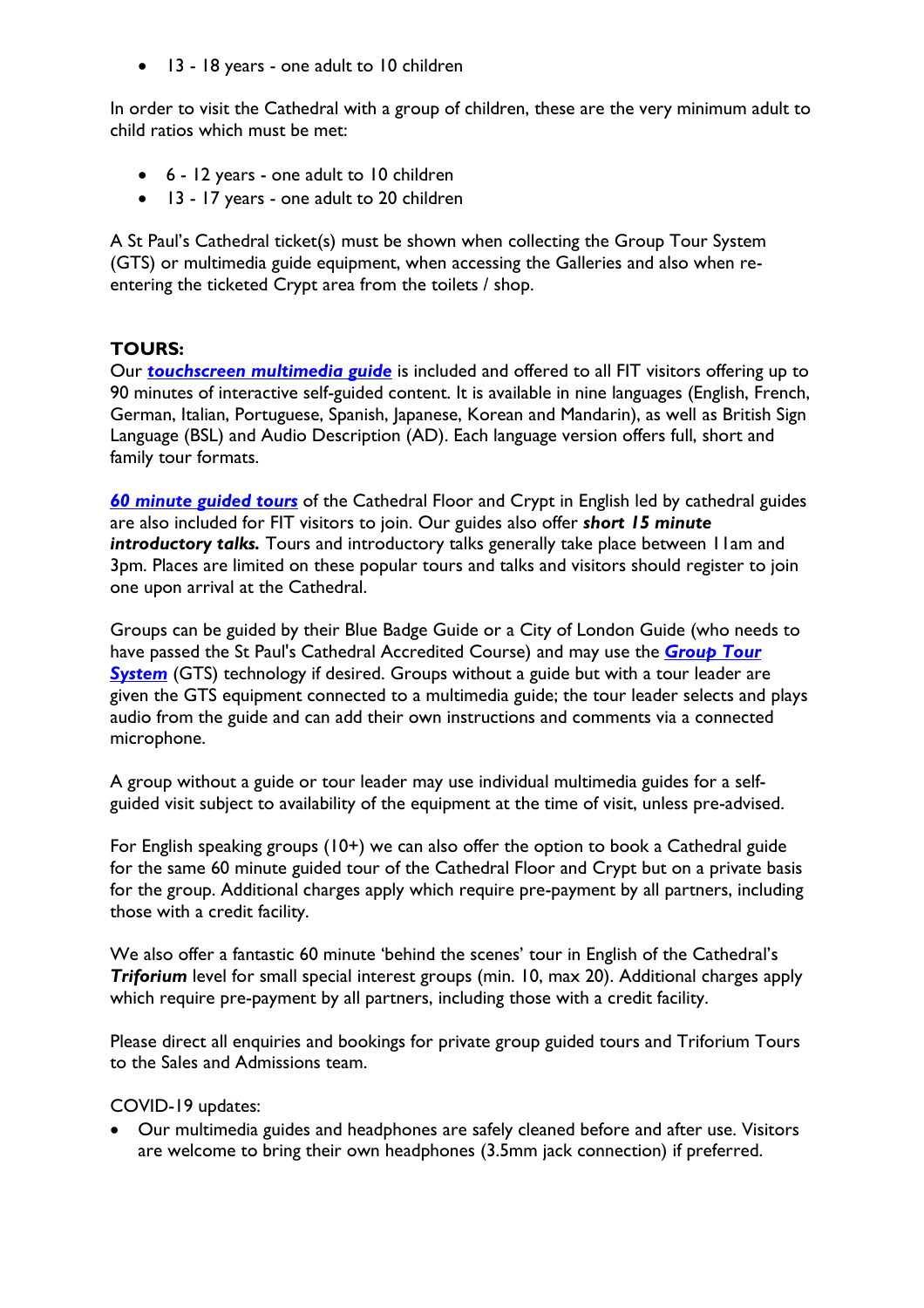- 13 - 18 years - one adult to 10 children

In order to visit the Cathedral with a group of children, these are the very minimum adult to child ratios which must be met:

- 6 - 12 years - one adult to 10 children
- 13 - 17 years - one adult to 20 children

A St Paul's Cathedral ticket(s) must be shown when collecting the Group Tour System (GTS) or multimedia guide equipment, when accessing the Galleries and also when re-entering the ticketed Crypt area from the toilets / shop.

**TOURS:**

Our ***touchscreen multimedia guide*** is included and offered to all FIT visitors offering up to 90 minutes of interactive self-guided content. It is available in nine languages (English, French, German, Italian, Portuguese, Spanish, Japanese, Korean and Mandarin), as well as British Sign Language (BSL) and Audio Description (AD). Each language version offers full, short and family tour formats.

***60 minute guided tours*** of the Cathedral Floor and Crypt in English led by cathedral guides are also included for FIT visitors to join. Our guides also offer ***short 15 minute introductory talks.*** Tours and introductory talks generally take place between 11am and 3pm. Places are limited on these popular tours and talks and visitors should register to join one upon arrival at the Cathedral.

Groups can be guided by their Blue Badge Guide or a City of London Guide (who needs to have passed the St Paul's Cathedral Accredited Course) and may use the ***Group Tour System*** (GTS) technology if desired. Groups without a guide but with a tour leader are given the GTS equipment connected to a multimedia guide; the tour leader selects and plays audio from the guide and can add their own instructions and comments via a connected microphone.

A group without a guide or tour leader may use individual multimedia guides for a self-guided visit subject to availability of the equipment at the time of visit, unless pre-advised.

For English speaking groups (10+) we can also offer the option to book a Cathedral guide for the same 60 minute guided tour of the Cathedral Floor and Crypt but on a private basis for the group. Additional charges apply which require pre-payment by all partners, including those with a credit facility.

We also offer a fantastic 60 minute 'behind the scenes' tour in English of the Cathedral's ***Triforium*** level for small special interest groups (min. 10, max 20). Additional charges apply which require pre-payment by all partners, including those with a credit facility.

Please direct all enquiries and bookings for private group guided tours and Triforium Tours to the Sales and Admissions team.

COVID-19 updates:

- Our multimedia guides and headphones are safely cleaned before and after use. Visitors are welcome to bring their own headphones (3.5mm jack connection) if preferred.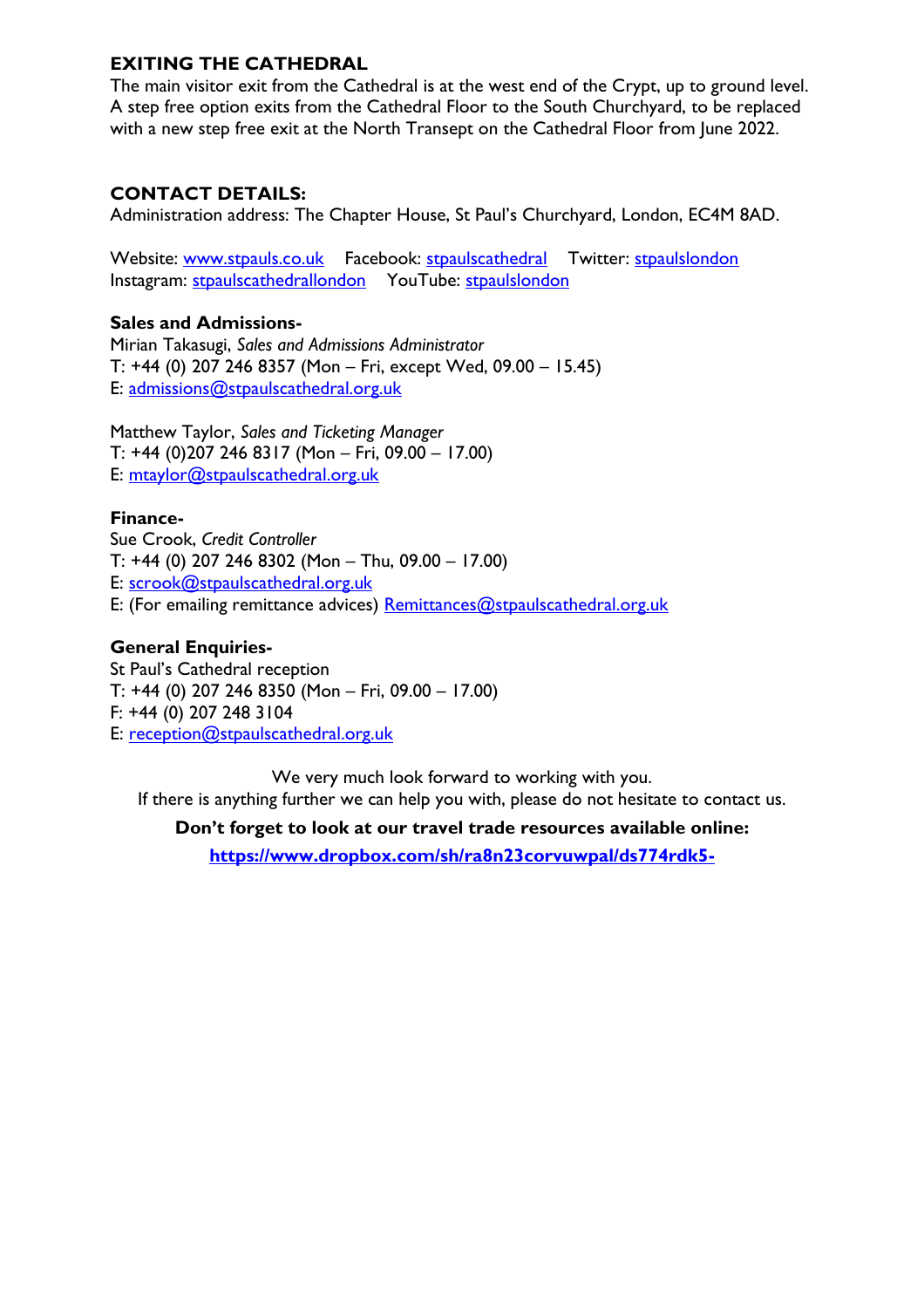## EXITING THE CATHEDRAL

The main visitor exit from the Cathedral is at the west end of the Crypt, up to ground level. A step free option exits from the Cathedral Floor to the South Churchyard, to be replaced with a new step free exit at the North Transept on the Cathedral Floor from June 2022.

## CONTACT DETAILS:

Administration address: The Chapter House, St Paul's Churchyard, London, EC4M 8AD.

Website: www.stpauls.co.uk    Facebook: stpaulscathedral    Twitter: stpaulslondon
Instagram: stpaulscathedrallondon    YouTube: stpaulslondon

**Sales and Admissions-**

Mirian Takasugi, *Sales and Admissions Administrator*
T: +44 (0) 207 246 8357 (Mon – Fri, except Wed, 09.00 – 15.45)
E: admissions@stpaulscathedral.org.uk

Matthew Taylor, *Sales and Ticketing Manager*
T: +44 (0)207 246 8317 (Mon – Fri, 09.00 – 17.00)
E: mtaylor@stpaulscathedral.org.uk

**Finance-**

Sue Crook, *Credit Controller*
T: +44 (0) 207 246 8302 (Mon – Thu, 09.00 – 17.00)
E: scrook@stpaulscathedral.org.uk
E: (For emailing remittance advices) Remittances@stpaulscathedral.org.uk

**General Enquiries-**

St Paul's Cathedral reception
T: +44 (0) 207 246 8350 (Mon – Fri, 09.00 – 17.00)
F: +44 (0) 207 248 3104
E: reception@stpaulscathedral.org.uk

We very much look forward to working with you.
If there is anything further we can help you with, please do not hesitate to contact us.

**Don't forget to look at our travel trade resources available online:**

**https://www.dropbox.com/sh/ra8n23corvuwpal/ds774rdk5-**